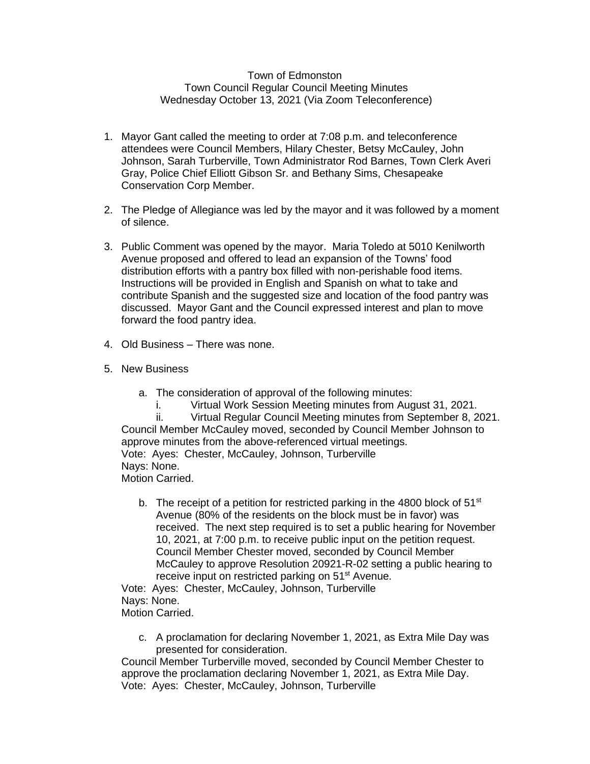Town of Edmonston
Town Council Regular Council Meeting Minutes
Wednesday October 13, 2021 (Via Zoom Teleconference)

1. Mayor Gant called the meeting to order at 7:08 p.m. and teleconference attendees were Council Members, Hilary Chester, Betsy McCauley, John Johnson, Sarah Turberville, Town Administrator Rod Barnes, Town Clerk Averi Gray, Police Chief Elliott Gibson Sr. and Bethany Sims, Chesapeake Conservation Corp Member.

2. The Pledge of Allegiance was led by the mayor and it was followed by a moment of silence.

3. Public Comment was opened by the mayor. Maria Toledo at 5010 Kenilworth Avenue proposed and offered to lead an expansion of the Towns' food distribution efforts with a pantry box filled with non-perishable food items. Instructions will be provided in English and Spanish on what to take and contribute Spanish and the suggested size and location of the food pantry was discussed. Mayor Gant and the Council expressed interest and plan to move forward the food pantry idea.

4. Old Business – There was none.

5. New Business

   a. The consideration of approval of the following minutes:
      i. Virtual Work Session Meeting minutes from August 31, 2021.
      ii. Virtual Regular Council Meeting minutes from September 8, 2021.

Council Member McCauley moved, seconded by Council Member Johnson to approve minutes from the above-referenced virtual meetings.
Vote: Ayes: Chester, McCauley, Johnson, Turberville
Nays: None.
Motion Carried.

   b. The receipt of a petition for restricted parking in the 4800 block of 51st Avenue (80% of the residents on the block must be in favor) was received. The next step required is to set a public hearing for November 10, 2021, at 7:00 p.m. to receive public input on the petition request. Council Member Chester moved, seconded by Council Member McCauley to approve Resolution 20921-R-02 setting a public hearing to receive input on restricted parking on 51st Avenue.

Vote: Ayes: Chester, McCauley, Johnson, Turberville
Nays: None.
Motion Carried.

   c. A proclamation for declaring November 1, 2021, as Extra Mile Day was presented for consideration.

Council Member Turberville moved, seconded by Council Member Chester to approve the proclamation declaring November 1, 2021, as Extra Mile Day.
Vote: Ayes: Chester, McCauley, Johnson, Turberville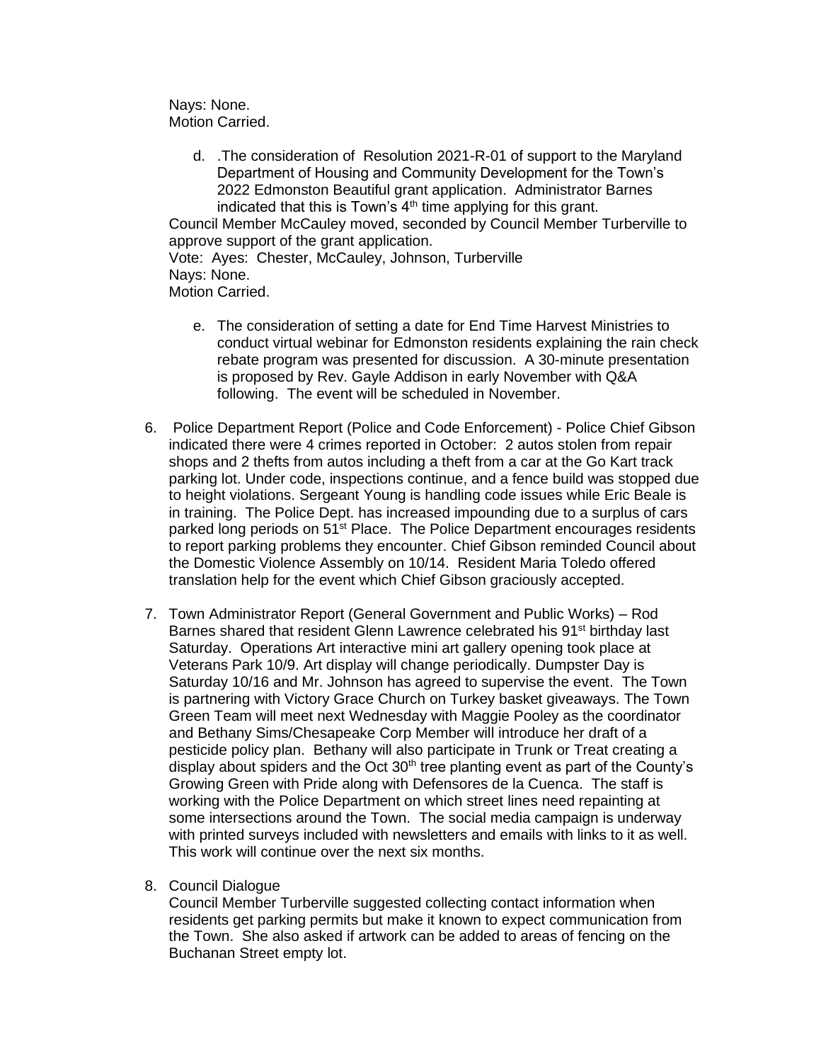Nays: None.
Motion Carried.

d. .The consideration of Resolution 2021-R-01 of support to the Maryland Department of Housing and Community Development for the Town's 2022 Edmonston Beautiful grant application. Administrator Barnes indicated that this is Town's 4th time applying for this grant.

Council Member McCauley moved, seconded by Council Member Turberville to approve support of the grant application.
Vote: Ayes: Chester, McCauley, Johnson, Turberville
Nays: None.
Motion Carried.

e. The consideration of setting a date for End Time Harvest Ministries to conduct virtual webinar for Edmonston residents explaining the rain check rebate program was presented for discussion. A 30-minute presentation is proposed by Rev. Gayle Addison in early November with Q&A following. The event will be scheduled in November.

6. Police Department Report (Police and Code Enforcement) - Police Chief Gibson indicated there were 4 crimes reported in October: 2 autos stolen from repair shops and 2 thefts from autos including a theft from a car at the Go Kart track parking lot. Under code, inspections continue, and a fence build was stopped due to height violations. Sergeant Young is handling code issues while Eric Beale is in training. The Police Dept. has increased impounding due to a surplus of cars parked long periods on 51st Place. The Police Department encourages residents to report parking problems they encounter. Chief Gibson reminded Council about the Domestic Violence Assembly on 10/14. Resident Maria Toledo offered translation help for the event which Chief Gibson graciously accepted.

7. Town Administrator Report (General Government and Public Works) – Rod Barnes shared that resident Glenn Lawrence celebrated his 91st birthday last Saturday. Operations Art interactive mini art gallery opening took place at Veterans Park 10/9. Art display will change periodically. Dumpster Day is Saturday 10/16 and Mr. Johnson has agreed to supervise the event. The Town is partnering with Victory Grace Church on Turkey basket giveaways. The Town Green Team will meet next Wednesday with Maggie Pooley as the coordinator and Bethany Sims/Chesapeake Corp Member will introduce her draft of a pesticide policy plan. Bethany will also participate in Trunk or Treat creating a display about spiders and the Oct 30th tree planting event as part of the County's Growing Green with Pride along with Defensores de la Cuenca. The staff is working with the Police Department on which street lines need repainting at some intersections around the Town. The social media campaign is underway with printed surveys included with newsletters and emails with links to it as well. This work will continue over the next six months.

8. Council Dialogue
Council Member Turberville suggested collecting contact information when residents get parking permits but make it known to expect communication from the Town. She also asked if artwork can be added to areas of fencing on the Buchanan Street empty lot.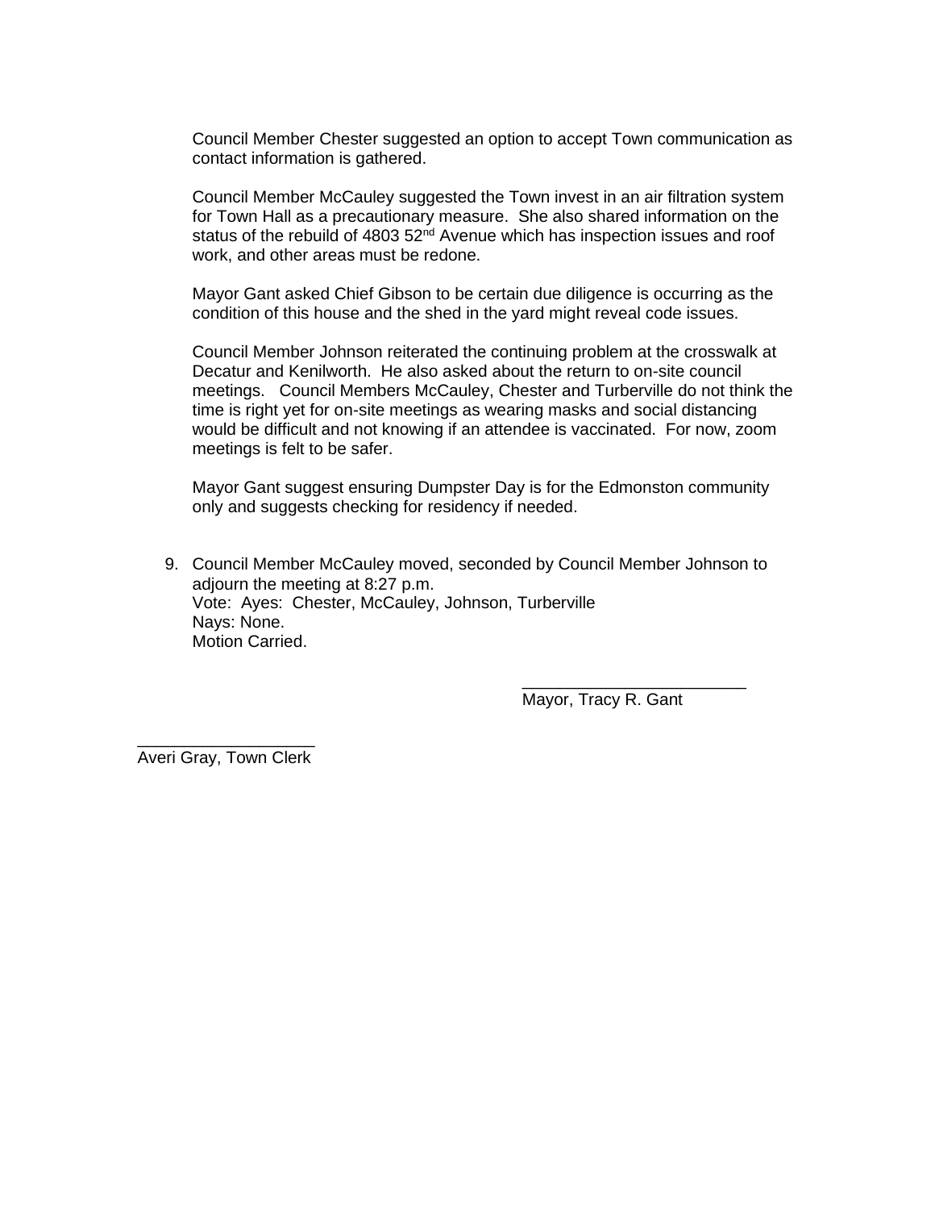Council Member Chester suggested an option to accept Town communication as contact information is gathered.

Council Member McCauley suggested the Town invest in an air filtration system for Town Hall as a precautionary measure. She also shared information on the status of the rebuild of 4803 52nd Avenue which has inspection issues and roof work, and other areas must be redone.

Mayor Gant asked Chief Gibson to be certain due diligence is occurring as the condition of this house and the shed in the yard might reveal code issues.

Council Member Johnson reiterated the continuing problem at the crosswalk at Decatur and Kenilworth. He also asked about the return to on-site council meetings. Council Members McCauley, Chester and Turberville do not think the time is right yet for on-site meetings as wearing masks and social distancing would be difficult and not knowing if an attendee is vaccinated. For now, zoom meetings is felt to be safer.

Mayor Gant suggest ensuring Dumpster Day is for the Edmonston community only and suggests checking for residency if needed.

9. Council Member McCauley moved, seconded by Council Member Johnson to adjourn the meeting at 8:27 p.m.
   Vote: Ayes: Chester, McCauley, Johnson, Turberville
   Nays: None.
   Motion Carried.

\_\_\_\_\_\_\_\_\_\_\_\_\_\_\_\_\_\_\_\_\_\_\_\_
Mayor, Tracy R. Gant

\_\_\_\_\_\_\_\_\_\_\_\_\_\_\_\_\_\_\_\_\_\_\_\_
Averi Gray, Town Clerk